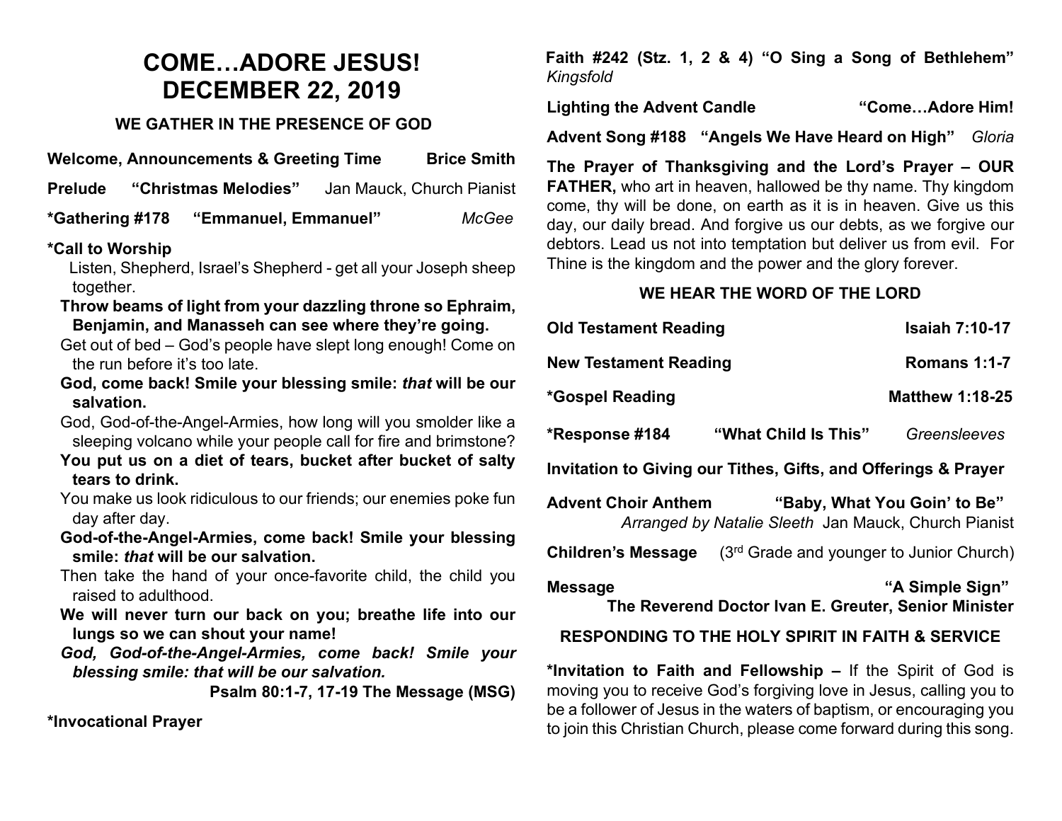# COME…ADORE JESUS!
# DECEMBER 22, 2019

### WE GATHER IN THE PRESENCE OF GOD

**Welcome, Announcements & Greeting Time** **Brice Smith**

**Prelude** **"Christmas Melodies"** Jan Mauck, Church Pianist

**\*Gathering #178** **"Emmanuel, Emmanuel"** *McGee*

**\*Call to Worship**

Listen, Shepherd, Israel's Shepherd - get all your Joseph sheep together.

**Throw beams of light from your dazzling throne so Ephraim, Benjamin, and Manasseh can see where they're going.**

Get out of bed – God's people have slept long enough! Come on the run before it's too late.

**God, come back! Smile your blessing smile: *that* will be our salvation.**

God, God-of-the-Angel-Armies, how long will you smolder like a sleeping volcano while your people call for fire and brimstone?

**You put us on a diet of tears, bucket after bucket of salty tears to drink.**

You make us look ridiculous to our friends; our enemies poke fun day after day.

**God-of-the-Angel-Armies, come back! Smile your blessing smile: *that* will be our salvation.**

Then take the hand of your once-favorite child, the child you raised to adulthood.

**We will never turn our back on you; breathe life into our lungs so we can shout your name!**

***God, God-of-the-Angel-Armies, come back! Smile your blessing smile: that will be our salvation.***

**Psalm 80:1-7, 17-19 The Message (MSG)**

**\*Invocational Prayer**

**Faith #242 (Stz. 1, 2 & 4) "O Sing a Song of Bethlehem"** *Kingsfold*

**Lighting the Advent Candle** **"Come…Adore Him!**

**Advent Song #188** **"Angels We Have Heard on High"** *Gloria*

**The Prayer of Thanksgiving and the Lord's Prayer – OUR FATHER,** who art in heaven, hallowed be thy name. Thy kingdom come, thy will be done, on earth as it is in heaven. Give us this day, our daily bread. And forgive us our debts, as we forgive our debtors. Lead us not into temptation but deliver us from evil. For Thine is the kingdom and the power and the glory forever.

### WE HEAR THE WORD OF THE LORD

**Old Testament Reading** **Isaiah 7:10-17**

**New Testament Reading** **Romans 1:1-7**

**\*Gospel Reading** **Matthew 1:18-25**

**\*Response #184** **"What Child Is This"** *Greensleeves*

**Invitation to Giving our Tithes, Gifts, and Offerings & Prayer**

**Advent Choir Anthem** **"Baby, What You Goin' to Be"**
*Arranged by Natalie Sleeth* Jan Mauck, Church Pianist

**Children's Message** (3rd Grade and younger to Junior Church)

**Message** **"A Simple Sign"**
**The Reverend Doctor Ivan E. Greuter, Senior Minister**

### RESPONDING TO THE HOLY SPIRIT IN FAITH & SERVICE

**\*Invitation to Faith and Fellowship –** If the Spirit of God is moving you to receive God's forgiving love in Jesus, calling you to be a follower of Jesus in the waters of baptism, or encouraging you to join this Christian Church, please come forward during this song.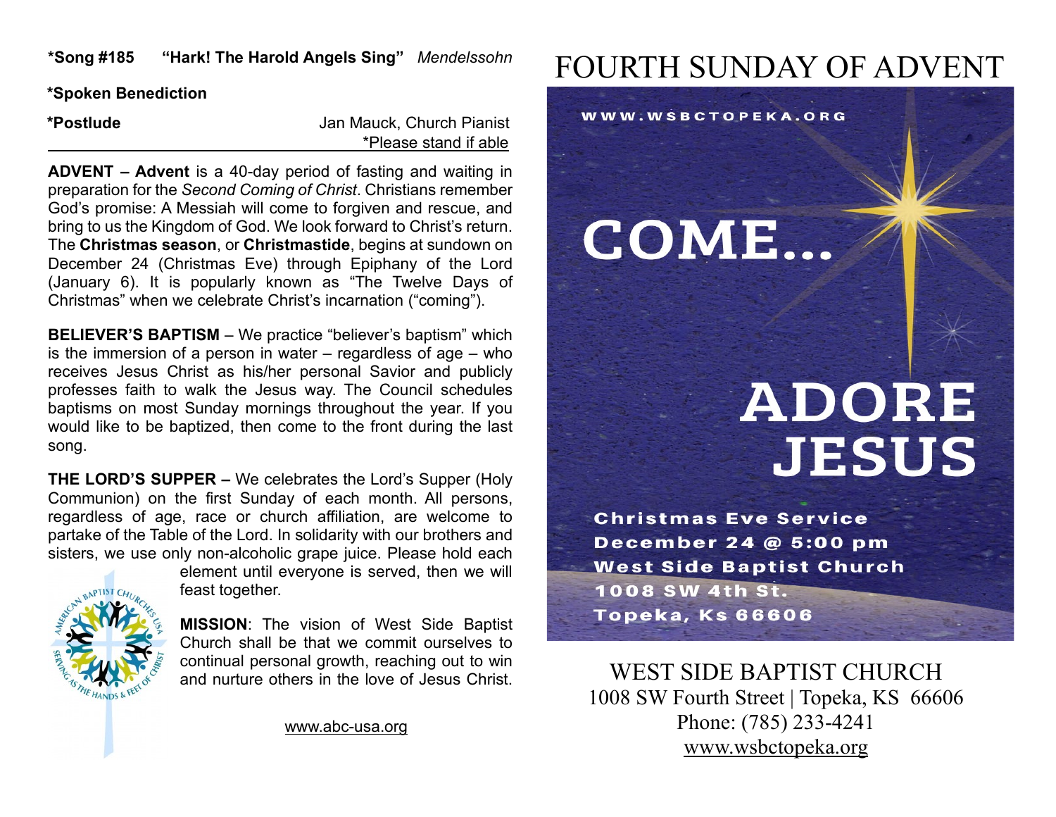**\*Song #185 "Hark! The Harold Angels Sing"** *Mendelssohn*

**\*Spoken Benediction**

**\*Postlude** Jan Mauck, Church Pianist

\*Please stand if able

**ADVENT – Advent** is a 40-day period of fasting and waiting in preparation for the *Second Coming of Christ*. Christians remember God's promise: A Messiah will come to forgiven and rescue, and bring to us the Kingdom of God. We look forward to Christ's return. The **Christmas season**, or **Christmastide**, begins at sundown on December 24 (Christmas Eve) through Epiphany of the Lord (January 6). It is popularly known as "The Twelve Days of Christmas" when we celebrate Christ's incarnation ("coming").

**BELIEVER'S BAPTISM** – We practice "believer's baptism" which is the immersion of a person in water – regardless of age – who receives Jesus Christ as his/her personal Savior and publicly professes faith to walk the Jesus way. The Council schedules baptisms on most Sunday mornings throughout the year. If you would like to be baptized, then come to the front during the last song.

**THE LORD'S SUPPER –** We celebrates the Lord's Supper (Holy Communion) on the first Sunday of each month. All persons, regardless of age, race or church affiliation, are welcome to partake of the Table of the Lord. In solidarity with our brothers and sisters, we use only non-alcoholic grape juice. Please hold each element until everyone is served, then we will feast together.

AMERICAN BAPTIST CHURCHES USA — SERVING AS THE HANDS & FEET OF CHRIST

**MISSION**: The vision of West Side Baptist Church shall be that we commit ourselves to continual personal growth, reaching out to win and nurture others in the love of Jesus Christ.

www.abc-usa.org

# FOURTH SUNDAY OF ADVENT

WWW.WSBCTOPEKA.ORG

COME...

ADORE JESUS

Christmas Eve Service
December 24 @ 5:00 pm
West Side Baptist Church
1008 SW 4th St.
Topeka, Ks 66606

WEST SIDE BAPTIST CHURCH
1008 SW Fourth Street | Topeka, KS 66606
Phone: (785) 233-4241
www.wsbctopeka.org